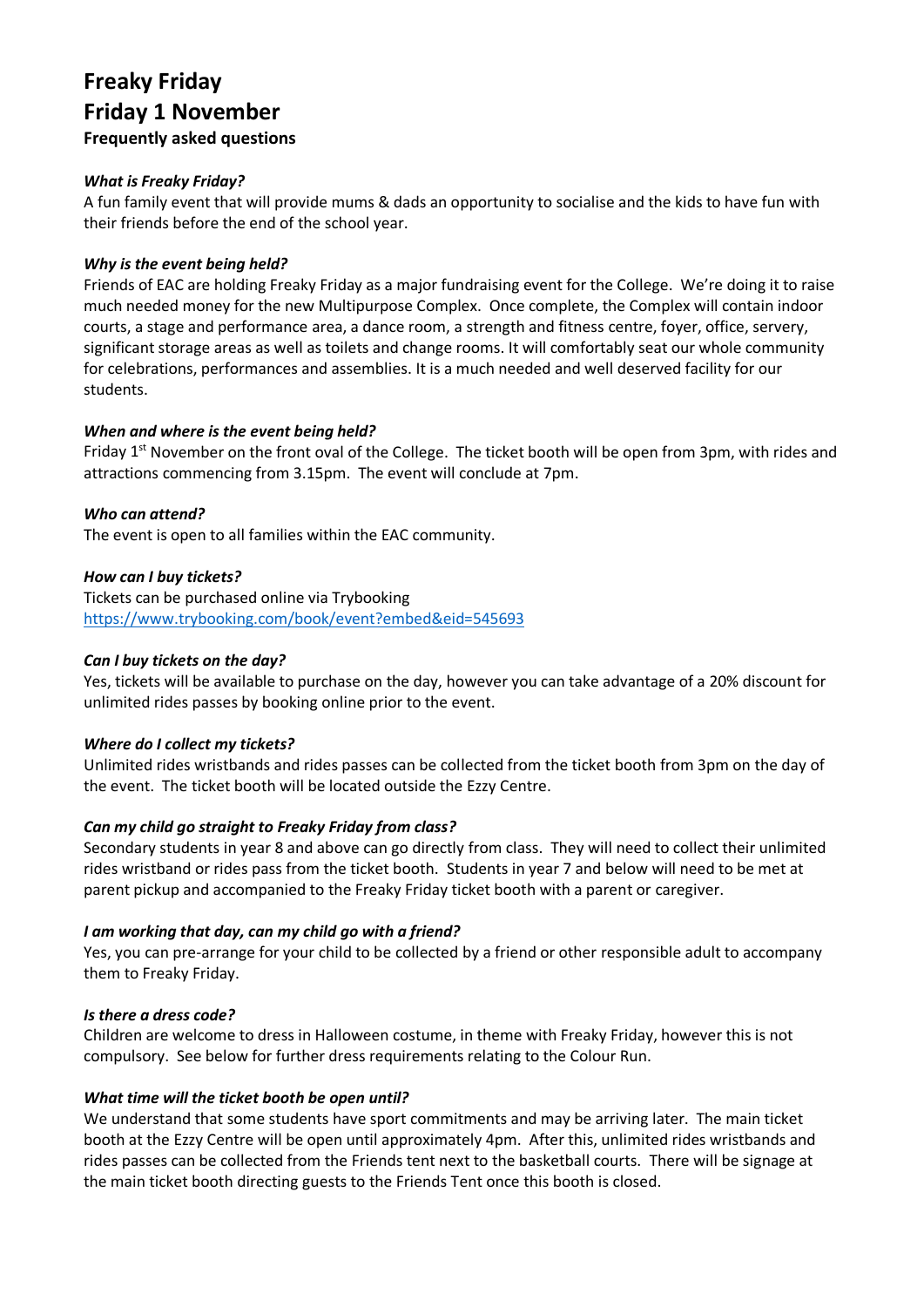# Freaky Friday

# Friday 1 November

## Frequently asked questions

***What is Freaky Friday?***

A fun family event that will provide mums & dads an opportunity to socialise and the kids to have fun with their friends before the end of the school year.

***Why is the event being held?***

Friends of EAC are holding Freaky Friday as a major fundraising event for the College. We're doing it to raise much needed money for the new Multipurpose Complex. Once complete, the Complex will contain indoor courts, a stage and performance area, a dance room, a strength and fitness centre, foyer, office, servery, significant storage areas as well as toilets and change rooms. It will comfortably seat our whole community for celebrations, performances and assemblies. It is a much needed and well deserved facility for our students.

***When and where is the event being held?***

Friday 1st November on the front oval of the College. The ticket booth will be open from 3pm, with rides and attractions commencing from 3.15pm. The event will conclude at 7pm.

***Who can attend?***

The event is open to all families within the EAC community.

***How can I buy tickets?***

Tickets can be purchased online via Trybooking
https://www.trybooking.com/book/event?embed&eid=545693

***Can I buy tickets on the day?***

Yes, tickets will be available to purchase on the day, however you can take advantage of a 20% discount for unlimited rides passes by booking online prior to the event.

***Where do I collect my tickets?***

Unlimited rides wristbands and rides passes can be collected from the ticket booth from 3pm on the day of the event. The ticket booth will be located outside the Ezzy Centre.

***Can my child go straight to Freaky Friday from class?***

Secondary students in year 8 and above can go directly from class. They will need to collect their unlimited rides wristband or rides pass from the ticket booth. Students in year 7 and below will need to be met at parent pickup and accompanied to the Freaky Friday ticket booth with a parent or caregiver.

***I am working that day, can my child go with a friend?***

Yes, you can pre-arrange for your child to be collected by a friend or other responsible adult to accompany them to Freaky Friday.

***Is there a dress code?***

Children are welcome to dress in Halloween costume, in theme with Freaky Friday, however this is not compulsory. See below for further dress requirements relating to the Colour Run.

***What time will the ticket booth be open until?***

We understand that some students have sport commitments and may be arriving later. The main ticket booth at the Ezzy Centre will be open until approximately 4pm. After this, unlimited rides wristbands and rides passes can be collected from the Friends tent next to the basketball courts. There will be signage at the main ticket booth directing guests to the Friends Tent once this booth is closed.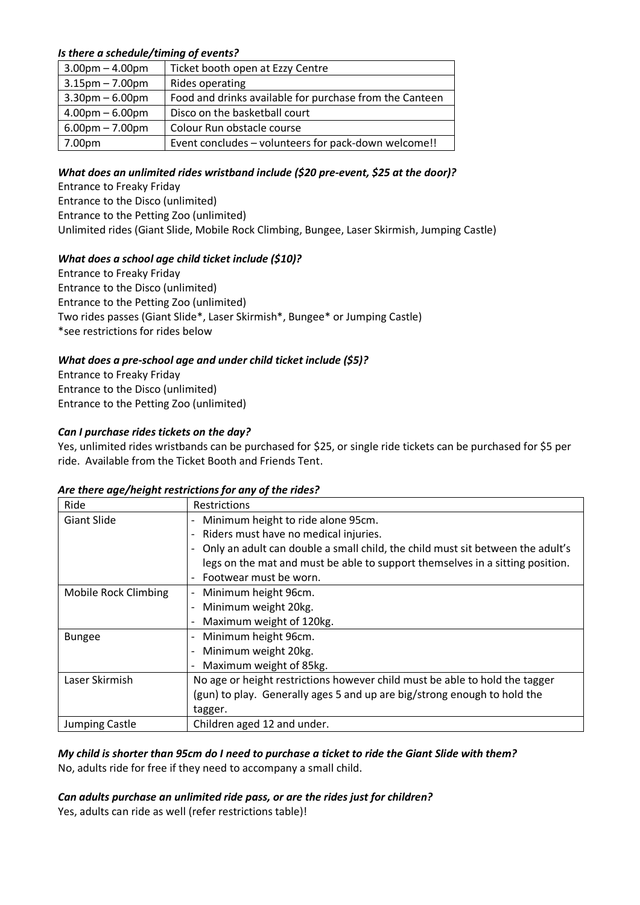***Is there a schedule/timing of events?***

| | |
|---|---|
| 3.00pm – 4.00pm | Ticket booth open at Ezzy Centre |
| 3.15pm – 7.00pm | Rides operating |
| 3.30pm – 6.00pm | Food and drinks available for purchase from the Canteen |
| 4.00pm – 6.00pm | Disco on the basketball court |
| 6.00pm – 7.00pm | Colour Run obstacle course |
| 7.00pm | Event concludes – volunteers for pack-down welcome!! |

***What does an unlimited rides wristband include ($20 pre-event, $25 at the door)?***

Entrance to Freaky Friday
Entrance to the Disco (unlimited)
Entrance to the Petting Zoo (unlimited)
Unlimited rides (Giant Slide, Mobile Rock Climbing, Bungee, Laser Skirmish, Jumping Castle)

***What does a school age child ticket include ($10)?***

Entrance to Freaky Friday
Entrance to the Disco (unlimited)
Entrance to the Petting Zoo (unlimited)
Two rides passes (Giant Slide*, Laser Skirmish*, Bungee* or Jumping Castle)
*see restrictions for rides below

***What does a pre-school age and under child ticket include ($5)?***

Entrance to Freaky Friday
Entrance to the Disco (unlimited)
Entrance to the Petting Zoo (unlimited)

***Can I purchase rides tickets on the day?***

Yes, unlimited rides wristbands can be purchased for $25, or single ride tickets can be purchased for $5 per ride. Available from the Ticket Booth and Friends Tent.

***Are there age/height restrictions for any of the rides?***

| Ride | Restrictions |
|---|---|
| Giant Slide | - Minimum height to ride alone 95cm.<br>- Riders must have no medical injuries.<br>- Only an adult can double a small child, the child must sit between the adult's legs on the mat and must be able to support themselves in a sitting position.<br>- Footwear must be worn. |
| Mobile Rock Climbing | - Minimum height 96cm.<br>- Minimum weight 20kg.<br>- Maximum weight of 120kg. |
| Bungee | - Minimum height 96cm.<br>- Minimum weight 20kg.<br>- Maximum weight of 85kg. |
| Laser Skirmish | No age or height restrictions however child must be able to hold the tagger (gun) to play. Generally ages 5 and up are big/strong enough to hold the tagger. |
| Jumping Castle | Children aged 12 and under. |

***My child is shorter than 95cm do I need to purchase a ticket to ride the Giant Slide with them?***

No, adults ride for free if they need to accompany a small child.

***Can adults purchase an unlimited ride pass, or are the rides just for children?***

Yes, adults can ride as well (refer restrictions table)!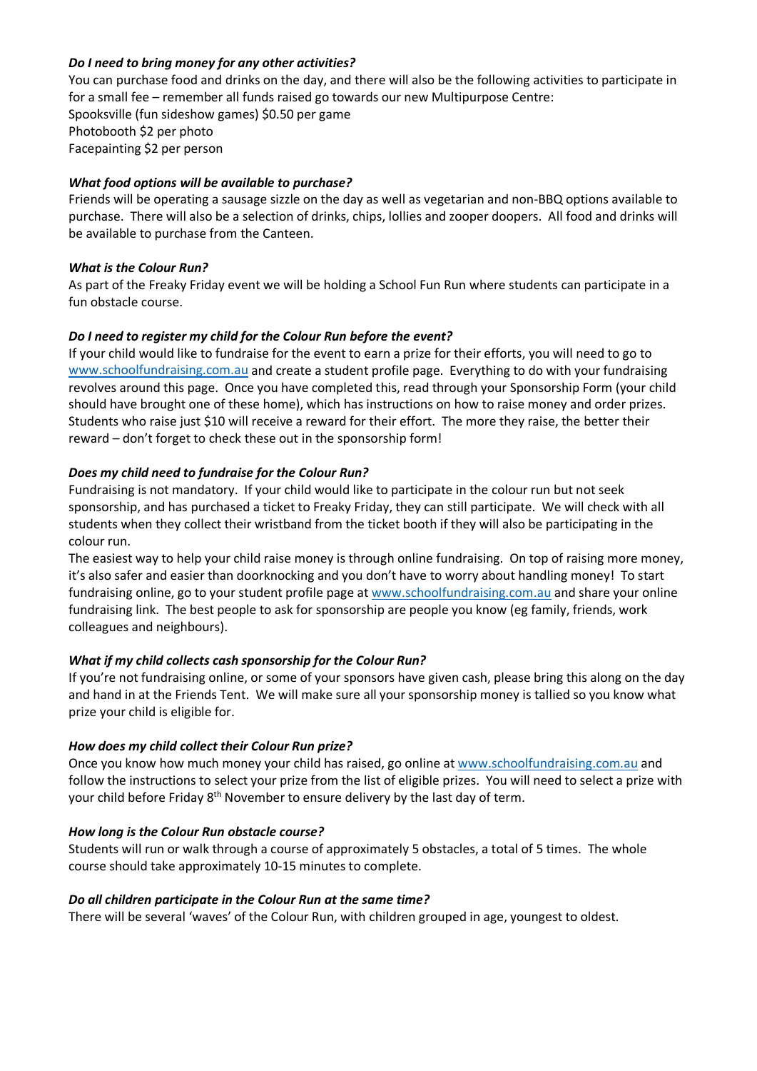***Do I need to bring money for any other activities?***

You can purchase food and drinks on the day, and there will also be the following activities to participate in for a small fee – remember all funds raised go towards our new Multipurpose Centre:
Spooksville (fun sideshow games) $0.50 per game
Photobooth $2 per photo
Facepainting $2 per person

***What food options will be available to purchase?***

Friends will be operating a sausage sizzle on the day as well as vegetarian and non-BBQ options available to purchase. There will also be a selection of drinks, chips, lollies and zooper doopers. All food and drinks will be available to purchase from the Canteen.

***What is the Colour Run?***

As part of the Freaky Friday event we will be holding a School Fun Run where students can participate in a fun obstacle course.

***Do I need to register my child for the Colour Run before the event?***

If your child would like to fundraise for the event to earn a prize for their efforts, you will need to go to www.schoolfundraising.com.au and create a student profile page. Everything to do with your fundraising revolves around this page. Once you have completed this, read through your Sponsorship Form (your child should have brought one of these home), which has instructions on how to raise money and order prizes. Students who raise just $10 will receive a reward for their effort. The more they raise, the better their reward – don't forget to check these out in the sponsorship form!

***Does my child need to fundraise for the Colour Run?***

Fundraising is not mandatory. If your child would like to participate in the colour run but not seek sponsorship, and has purchased a ticket to Freaky Friday, they can still participate. We will check with all students when they collect their wristband from the ticket booth if they will also be participating in the colour run.

The easiest way to help your child raise money is through online fundraising. On top of raising more money, it's also safer and easier than doorknocking and you don't have to worry about handling money! To start fundraising online, go to your student profile page at www.schoolfundraising.com.au and share your online fundraising link. The best people to ask for sponsorship are people you know (eg family, friends, work colleagues and neighbours).

***What if my child collects cash sponsorship for the Colour Run?***

If you're not fundraising online, or some of your sponsors have given cash, please bring this along on the day and hand in at the Friends Tent. We will make sure all your sponsorship money is tallied so you know what prize your child is eligible for.

***How does my child collect their Colour Run prize?***

Once you know how much money your child has raised, go online at www.schoolfundraising.com.au and follow the instructions to select your prize from the list of eligible prizes. You will need to select a prize with your child before Friday 8th November to ensure delivery by the last day of term.

***How long is the Colour Run obstacle course?***

Students will run or walk through a course of approximately 5 obstacles, a total of 5 times. The whole course should take approximately 10-15 minutes to complete.

***Do all children participate in the Colour Run at the same time?***

There will be several 'waves' of the Colour Run, with children grouped in age, youngest to oldest.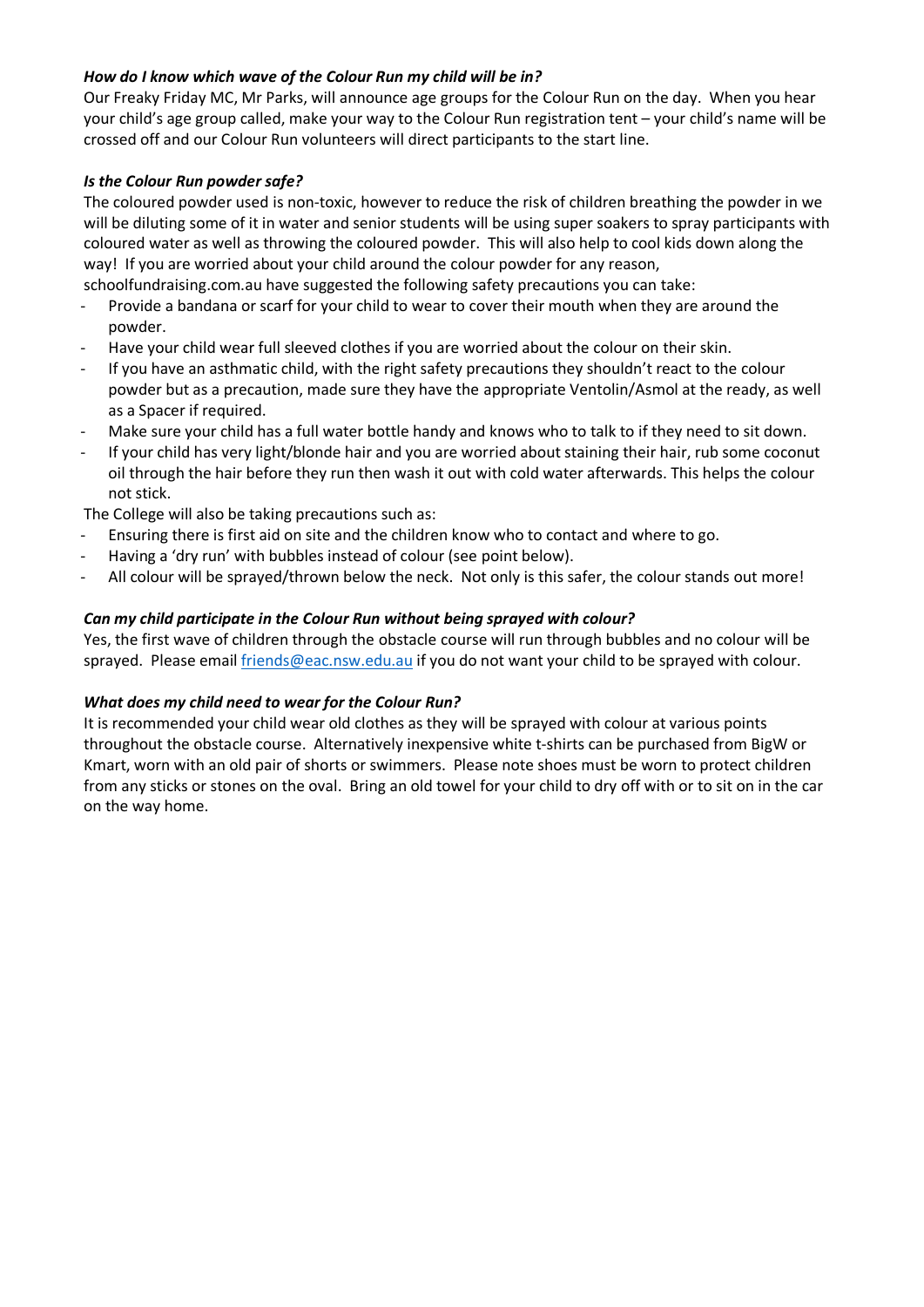***How do I know which wave of the Colour Run my child will be in?***

Our Freaky Friday MC, Mr Parks, will announce age groups for the Colour Run on the day. When you hear your child's age group called, make your way to the Colour Run registration tent – your child's name will be crossed off and our Colour Run volunteers will direct participants to the start line.

***Is the Colour Run powder safe?***

The coloured powder used is non-toxic, however to reduce the risk of children breathing the powder in we will be diluting some of it in water and senior students will be using super soakers to spray participants with coloured water as well as throwing the coloured powder. This will also help to cool kids down along the way! If you are worried about your child around the colour powder for any reason, schoolfundraising.com.au have suggested the following safety precautions you can take:

- Provide a bandana or scarf for your child to wear to cover their mouth when they are around the powder.
- Have your child wear full sleeved clothes if you are worried about the colour on their skin.
- If you have an asthmatic child, with the right safety precautions they shouldn't react to the colour powder but as a precaution, made sure they have the appropriate Ventolin/Asmol at the ready, as well as a Spacer if required.
- Make sure your child has a full water bottle handy and knows who to talk to if they need to sit down.
- If your child has very light/blonde hair and you are worried about staining their hair, rub some coconut oil through the hair before they run then wash it out with cold water afterwards. This helps the colour not stick.

The College will also be taking precautions such as:

- Ensuring there is first aid on site and the children know who to contact and where to go.
- Having a 'dry run' with bubbles instead of colour (see point below).
- All colour will be sprayed/thrown below the neck. Not only is this safer, the colour stands out more!

***Can my child participate in the Colour Run without being sprayed with colour?***

Yes, the first wave of children through the obstacle course will run through bubbles and no colour will be sprayed. Please email friends@eac.nsw.edu.au if you do not want your child to be sprayed with colour.

***What does my child need to wear for the Colour Run?***

It is recommended your child wear old clothes as they will be sprayed with colour at various points throughout the obstacle course. Alternatively inexpensive white t-shirts can be purchased from BigW or Kmart, worn with an old pair of shorts or swimmers. Please note shoes must be worn to protect children from any sticks or stones on the oval. Bring an old towel for your child to dry off with or to sit on in the car on the way home.